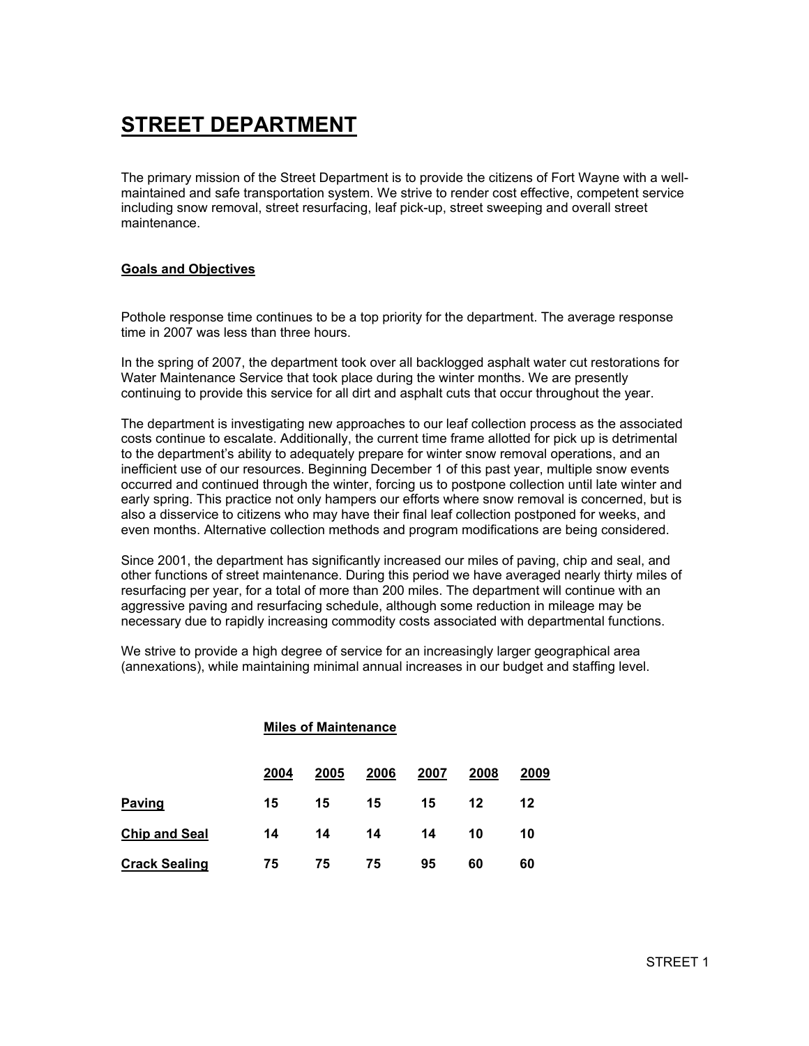# STREET DEPARTMENT

The primary mission of the Street Department is to provide the citizens of Fort Wayne with a well-maintained and safe transportation system. We strive to render cost effective, competent service including snow removal, street resurfacing, leaf pick-up, street sweeping and overall street maintenance.

## Goals and Objectives

Pothole response time continues to be a top priority for the department. The average response time in 2007 was less than three hours.

In the spring of 2007, the department took over all backlogged asphalt water cut restorations for Water Maintenance Service that took place during the winter months. We are presently continuing to provide this service for all dirt and asphalt cuts that occur throughout the year.

The department is investigating new approaches to our leaf collection process as the associated costs continue to escalate. Additionally, the current time frame allotted for pick up is detrimental to the department's ability to adequately prepare for winter snow removal operations, and an inefficient use of our resources. Beginning December 1 of this past year, multiple snow events occurred and continued through the winter, forcing us to postpone collection until late winter and early spring. This practice not only hampers our efforts where snow removal is concerned, but is also a disservice to citizens who may have their final leaf collection postponed for weeks, and even months. Alternative collection methods and program modifications are being considered.

Since 2001, the department has significantly increased our miles of paving, chip and seal, and other functions of street maintenance. During this period we have averaged nearly thirty miles of resurfacing per year, for a total of more than 200 miles. The department will continue with an aggressive paving and resurfacing schedule, although some reduction in mileage may be necessary due to rapidly increasing commodity costs associated with departmental functions.

We strive to provide a high degree of service for an increasingly larger geographical area (annexations), while maintaining minimal annual increases in our budget and staffing level.

**Miles of Maintenance**

| | 2004 | 2005 | 2006 | 2007 | 2008 | 2009 |
|---|---|---|---|---|---|---|
| **Paving** | 15 | 15 | 15 | 15 | 12 | 12 |
| **Chip and Seal** | 14 | 14 | 14 | 14 | 10 | 10 |
| **Crack Sealing** | 75 | 75 | 75 | 95 | 60 | 60 |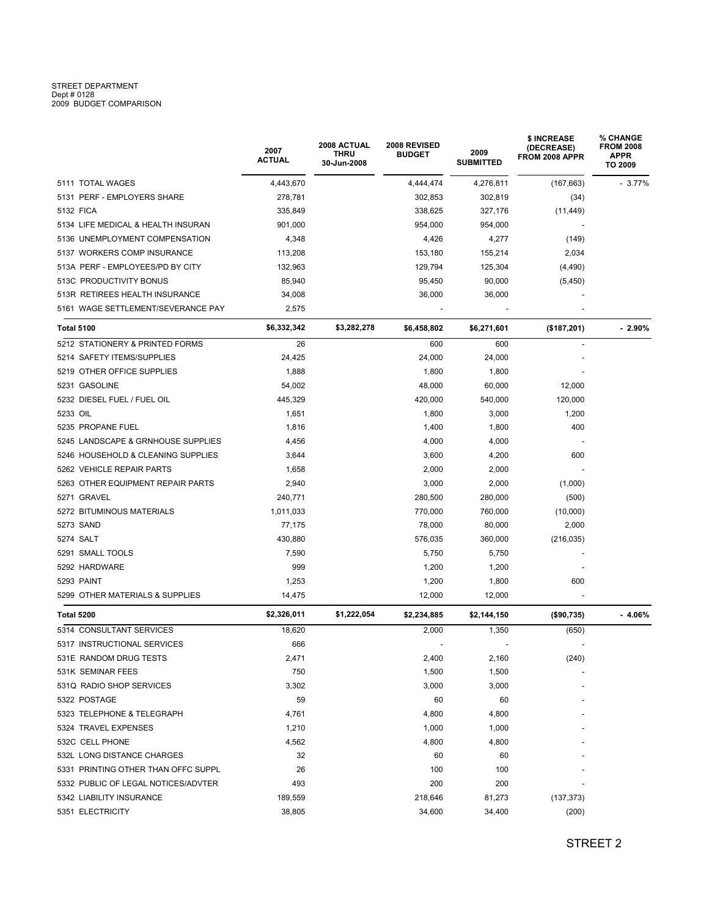STREET DEPARTMENT
Dept # 0128
2009 BUDGET COMPARISON

| | 2007 ACTUAL | 2008 ACTUAL THRU 30-Jun-2008 | 2008 REVISED BUDGET | 2009 SUBMITTED | $ INCREASE (DECREASE) FROM 2008 APPR | % CHANGE FROM 2008 APPR TO 2009 |
|---|---|---|---|---|---|---|
| 5111 TOTAL WAGES | 4,443,670 | | 4,444,474 | 4,276,811 | (167,663) | - 3.77% |
| 5131 PERF - EMPLOYERS SHARE | 278,781 | | 302,853 | 302,819 | (34) | |
| 5132 FICA | 335,849 | | 338,625 | 327,176 | (11,449) | |
| 5134 LIFE MEDICAL & HEALTH INSURAN | 901,000 | | 954,000 | 954,000 | - | |
| 5136 UNEMPLOYMENT COMPENSATION | 4,348 | | 4,426 | 4,277 | (149) | |
| 5137 WORKERS COMP INSURANCE | 113,208 | | 153,180 | 155,214 | 2,034 | |
| 513A PERF - EMPLOYEES/PD BY CITY | 132,963 | | 129,794 | 125,304 | (4,490) | |
| 513C PRODUCTIVITY BONUS | 85,940 | | 95,450 | 90,000 | (5,450) | |
| 513R RETIREES HEALTH INSURANCE | 34,008 | | 36,000 | 36,000 | - | |
| 5161 WAGE SETTLEMENT/SEVERANCE PAY | 2,575 | | - | - | - | |
| **Total 5100** | **$6,332,342** | **$3,282,278** | **$6,458,802** | **$6,271,601** | **($187,201)** | **- 2.90%** |
| 5212 STATIONERY & PRINTED FORMS | 26 | | 600 | 600 | - | |
| 5214 SAFETY ITEMS/SUPPLIES | 24,425 | | 24,000 | 24,000 | - | |
| 5219 OTHER OFFICE SUPPLIES | 1,888 | | 1,800 | 1,800 | - | |
| 5231 GASOLINE | 54,002 | | 48,000 | 60,000 | 12,000 | |
| 5232 DIESEL FUEL / FUEL OIL | 445,329 | | 420,000 | 540,000 | 120,000 | |
| 5233 OIL | 1,651 | | 1,800 | 3,000 | 1,200 | |
| 5235 PROPANE FUEL | 1,816 | | 1,400 | 1,800 | 400 | |
| 5245 LANDSCAPE & GRNHOUSE SUPPLIES | 4,456 | | 4,000 | 4,000 | - | |
| 5246 HOUSEHOLD & CLEANING SUPPLIES | 3,644 | | 3,600 | 4,200 | 600 | |
| 5262 VEHICLE REPAIR PARTS | 1,658 | | 2,000 | 2,000 | - | |
| 5263 OTHER EQUIPMENT REPAIR PARTS | 2,940 | | 3,000 | 2,000 | (1,000) | |
| 5271 GRAVEL | 240,771 | | 280,500 | 280,000 | (500) | |
| 5272 BITUMINOUS MATERIALS | 1,011,033 | | 770,000 | 760,000 | (10,000) | |
| 5273 SAND | 77,175 | | 78,000 | 80,000 | 2,000 | |
| 5274 SALT | 430,880 | | 576,035 | 360,000 | (216,035) | |
| 5291 SMALL TOOLS | 7,590 | | 5,750 | 5,750 | - | |
| 5292 HARDWARE | 999 | | 1,200 | 1,200 | - | |
| 5293 PAINT | 1,253 | | 1,200 | 1,800 | 600 | |
| 5299 OTHER MATERIALS & SUPPLIES | 14,475 | | 12,000 | 12,000 | - | |
| **Total 5200** | **$2,326,011** | **$1,222,054** | **$2,234,885** | **$2,144,150** | **($90,735)** | **- 4.06%** |
| 5314 CONSULTANT SERVICES | 18,620 | | 2,000 | 1,350 | (650) | |
| 5317 INSTRUCTIONAL SERVICES | 666 | | - | - | - | |
| 531E RANDOM DRUG TESTS | 2,471 | | 2,400 | 2,160 | (240) | |
| 531K SEMINAR FEES | 750 | | 1,500 | 1,500 | - | |
| 531Q RADIO SHOP SERVICES | 3,302 | | 3,000 | 3,000 | - | |
| 5322 POSTAGE | 59 | | 60 | 60 | - | |
| 5323 TELEPHONE & TELEGRAPH | 4,761 | | 4,800 | 4,800 | - | |
| 5324 TRAVEL EXPENSES | 1,210 | | 1,000 | 1,000 | - | |
| 532C CELL PHONE | 4,562 | | 4,800 | 4,800 | - | |
| 532L LONG DISTANCE CHARGES | 32 | | 60 | 60 | - | |
| 5331 PRINTING OTHER THAN OFFC SUPPL | 26 | | 100 | 100 | - | |
| 5332 PUBLIC OF LEGAL NOTICES/ADVTER | 493 | | 200 | 200 | - | |
| 5342 LIABILITY INSURANCE | 189,559 | | 218,646 | 81,273 | (137,373) | |
| 5351 ELECTRICITY | 38,805 | | 34,600 | 34,400 | (200) | |

STREET 2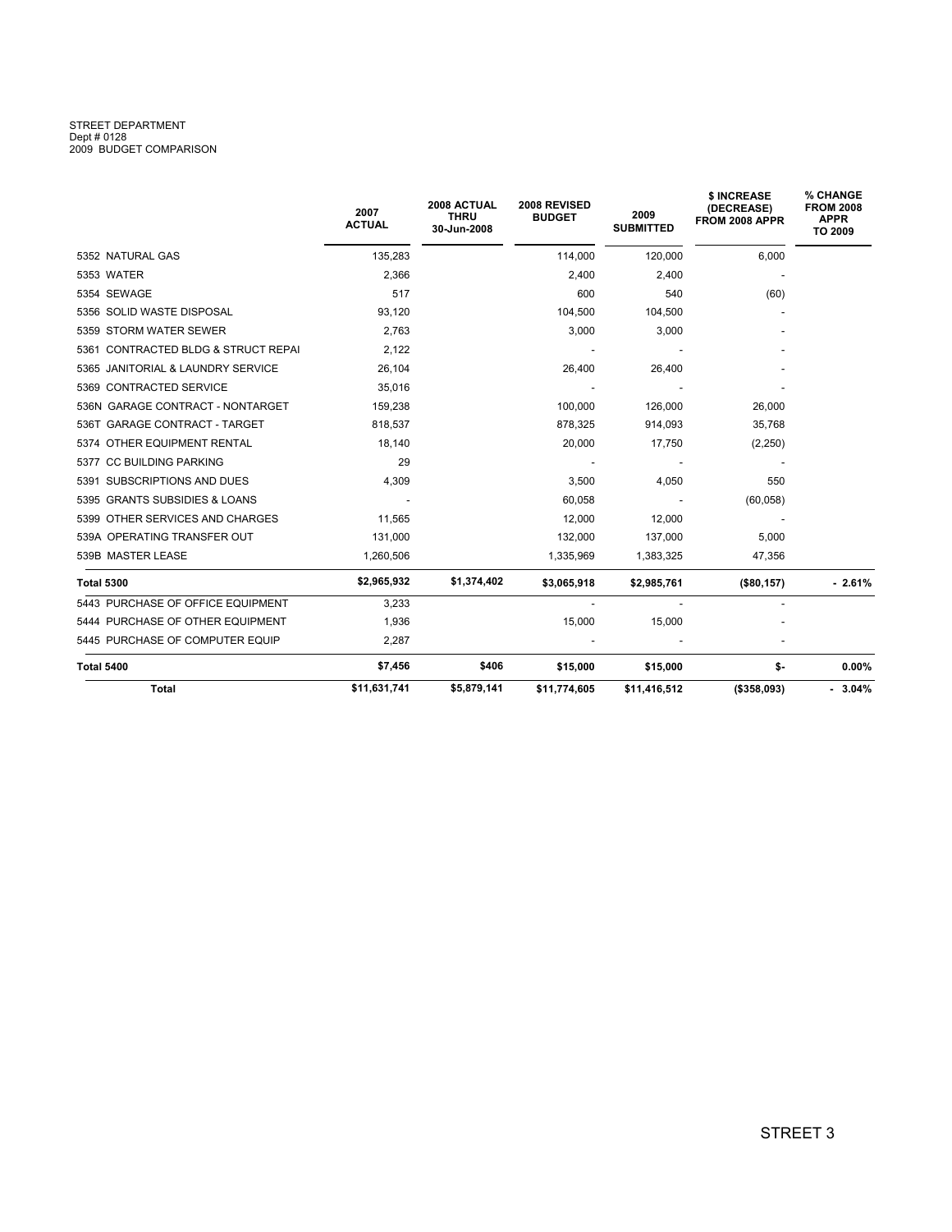STREET DEPARTMENT
Dept # 0128
2009 BUDGET COMPARISON

| | 2007 ACTUAL | 2008 ACTUAL THRU 30-Jun-2008 | 2008 REVISED BUDGET | 2009 SUBMITTED | $ INCREASE (DECREASE) FROM 2008 APPR | % CHANGE FROM 2008 APPR TO 2009 |
|---|---|---|---|---|---|---|
| 5352 NATURAL GAS | 135,283 | | 114,000 | 120,000 | 6,000 | |
| 5353 WATER | 2,366 | | 2,400 | 2,400 | - | |
| 5354 SEWAGE | 517 | | 600 | 540 | (60) | |
| 5356 SOLID WASTE DISPOSAL | 93,120 | | 104,500 | 104,500 | - | |
| 5359 STORM WATER SEWER | 2,763 | | 3,000 | 3,000 | - | |
| 5361 CONTRACTED BLDG & STRUCT REPAI | 2,122 | | - | - | - | |
| 5365 JANITORIAL & LAUNDRY SERVICE | 26,104 | | 26,400 | 26,400 | - | |
| 5369 CONTRACTED SERVICE | 35,016 | | - | - | - | |
| 536N GARAGE CONTRACT - NONTARGET | 159,238 | | 100,000 | 126,000 | 26,000 | |
| 536T GARAGE CONTRACT - TARGET | 818,537 | | 878,325 | 914,093 | 35,768 | |
| 5374 OTHER EQUIPMENT RENTAL | 18,140 | | 20,000 | 17,750 | (2,250) | |
| 5377 CC BUILDING PARKING | 29 | | - | - | - | |
| 5391 SUBSCRIPTIONS AND DUES | 4,309 | | 3,500 | 4,050 | 550 | |
| 5395 GRANTS SUBSIDIES & LOANS | - | | 60,058 | - | (60,058) | |
| 5399 OTHER SERVICES AND CHARGES | 11,565 | | 12,000 | 12,000 | - | |
| 539A OPERATING TRANSFER OUT | 131,000 | | 132,000 | 137,000 | 5,000 | |
| 539B MASTER LEASE | 1,260,506 | | 1,335,969 | 1,383,325 | 47,356 | |
| **Total 5300** | **$2,965,932** | **$1,374,402** | **$3,065,918** | **$2,985,761** | **($80,157)** | **- 2.61%** |
| 5443 PURCHASE OF OFFICE EQUIPMENT | 3,233 | | - | - | - | |
| 5444 PURCHASE OF OTHER EQUIPMENT | 1,936 | | 15,000 | 15,000 | - | |
| 5445 PURCHASE OF COMPUTER EQUIP | 2,287 | | - | - | - | |
| **Total 5400** | **$7,456** | **$406** | **$15,000** | **$15,000** | **$-** | **0.00%** |
| **Total** | **$11,631,741** | **$5,879,141** | **$11,774,605** | **$11,416,512** | **($358,093)** | **- 3.04%** |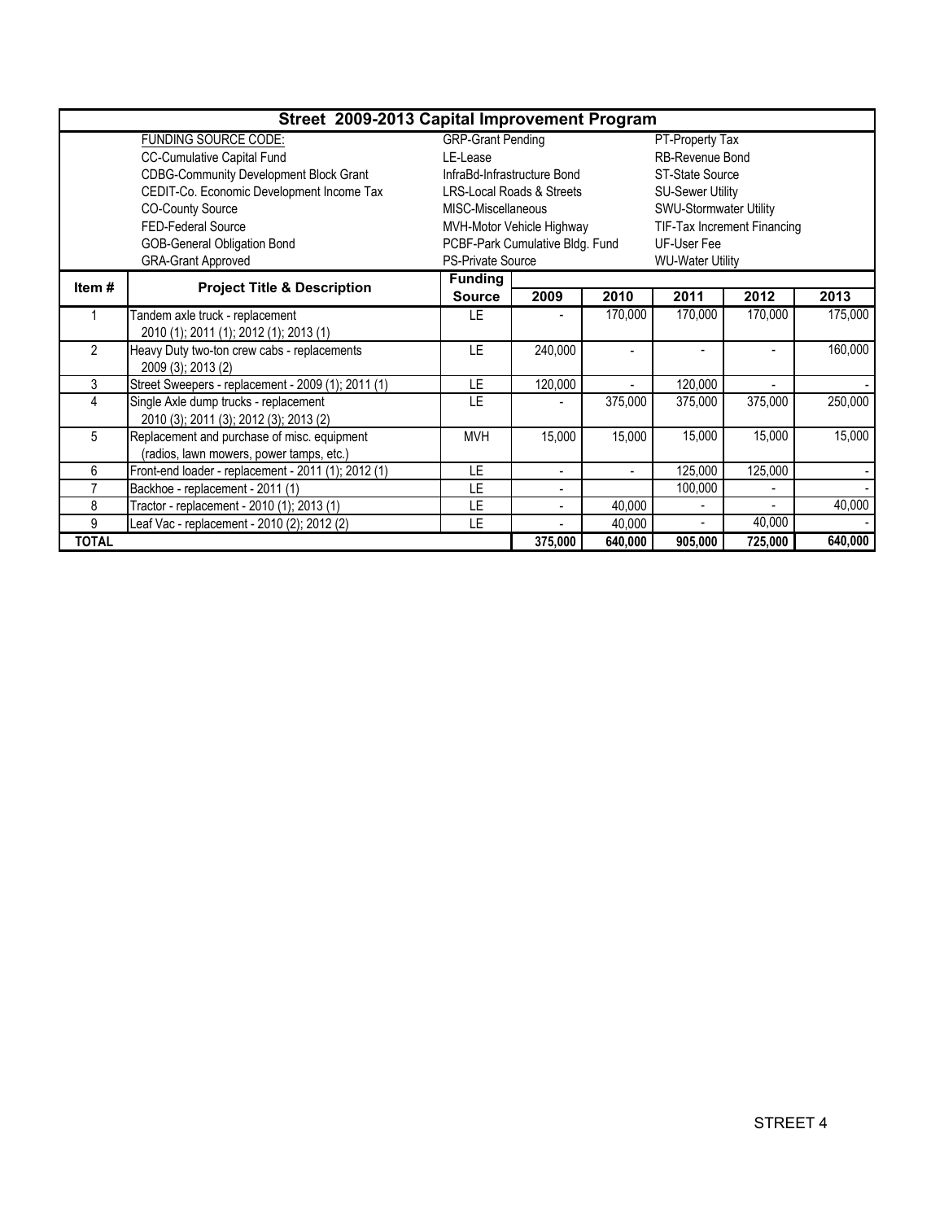## Street 2009-2013 Capital Improvement Program

| FUNDING SOURCE CODE: | | |
|---|---|---|
| CC-Cumulative Capital Fund | GRP-Grant Pending | PT-Property Tax |
| CDBG-Community Development Block Grant | LE-Lease | RB-Revenue Bond |
| CEDIT-Co. Economic Development Income Tax | InfraBd-Infrastructure Bond | ST-State Source |
| CO-County Source | LRS-Local Roads & Streets | SU-Sewer Utility |
| FED-Federal Source | MISC-Miscellaneous | SWU-Stormwater Utility |
| GOB-General Obligation Bond | MVH-Motor Vehicle Highway | TIF-Tax Increment Financing |
| GRA-Grant Approved | PCBF-Park Cumulative Bldg. Fund | UF-User Fee |
| | PS-Private Source | WU-Water Utility |

| Item # | Project Title & Description | Funding Source | 2009 | 2010 | 2011 | 2012 | 2013 |
|---|---|---|---|---|---|---|---|
| 1 | Tandem axle truck - replacement<br>2010 (1); 2011 (1); 2012 (1); 2013 (1) | LE | - | 170,000 | 170,000 | 170,000 | 175,000 |
| 2 | Heavy Duty two-ton crew cabs - replacements<br>2009 (3); 2013 (2) | LE | 240,000 | - | - | - | 160,000 |
| 3 | Street Sweepers - replacement - 2009 (1); 2011 (1) | LE | 120,000 | - | 120,000 | - | - |
| 4 | Single Axle dump trucks - replacement<br>2010 (3); 2011 (3); 2012 (3); 2013 (2) | LE | - | 375,000 | 375,000 | 375,000 | 250,000 |
| 5 | Replacement and purchase of misc. equipment<br>(radios, lawn mowers, power tamps, etc.) | MVH | 15,000 | 15,000 | 15,000 | 15,000 | 15,000 |
| 6 | Front-end loader - replacement - 2011 (1); 2012 (1) | LE | - | - | 125,000 | 125,000 | - |
| 7 | Backhoe - replacement - 2011 (1) | LE | - | | 100,000 | - | - |
| 8 | Tractor - replacement - 2010 (1); 2013 (1) | LE | - | 40,000 | - | - | 40,000 |
| 9 | Leaf Vac - replacement - 2010 (2); 2012 (2) | LE | - | 40,000 | - | 40,000 | - |
| **TOTAL** | | | **375,000** | **640,000** | **905,000** | **725,000** | **640,000** |

STREET 4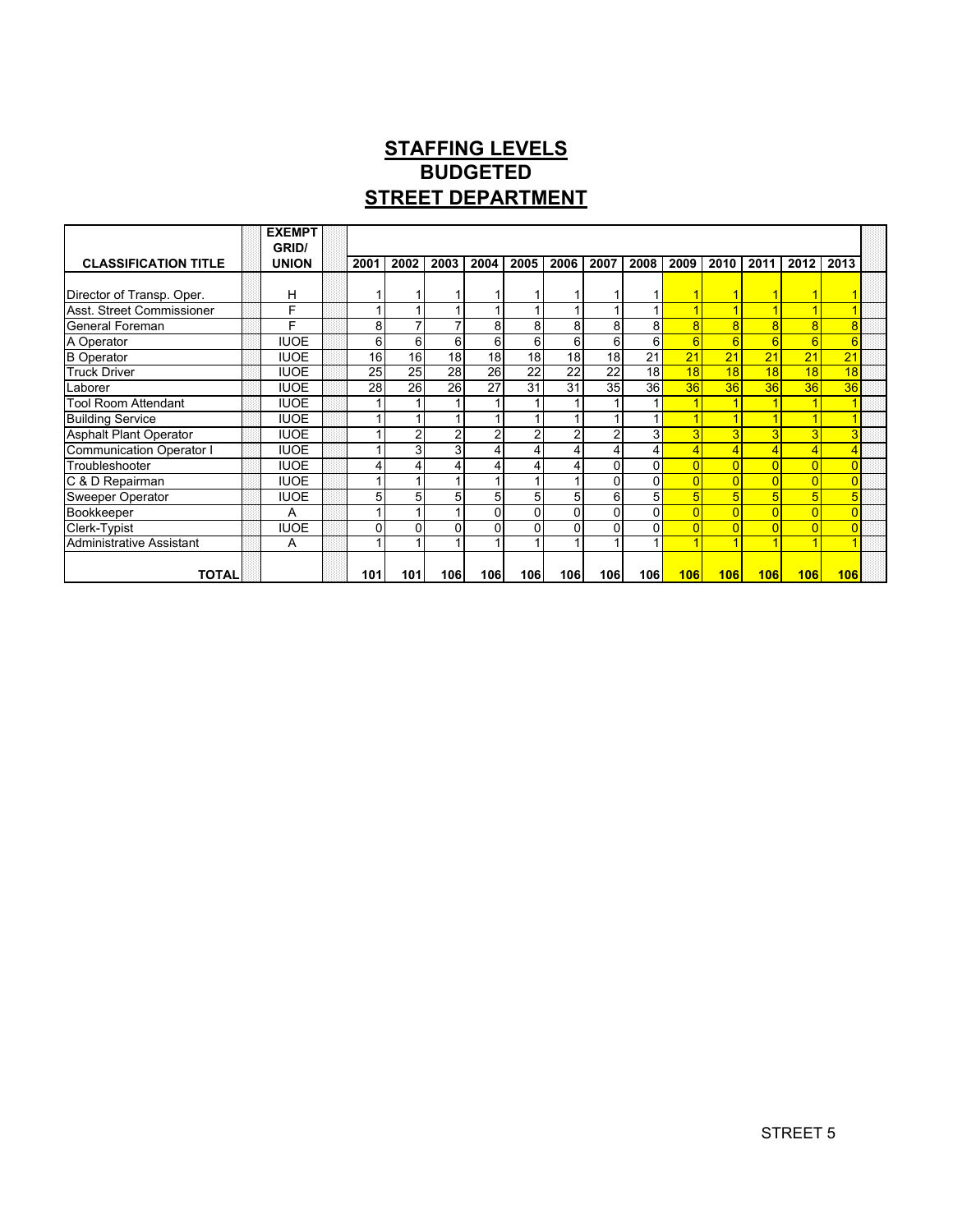# STAFFING LEVELS
## BUDGETED
## STREET DEPARTMENT

| CLASSIFICATION TITLE | EXEMPT GRID/ UNION | 2001 | 2002 | 2003 | 2004 | 2005 | 2006 | 2007 | 2008 | 2009 | 2010 | 2011 | 2012 | 2013 |
|---|---|---|---|---|---|---|---|---|---|---|---|---|---|---|
| Director of Transp. Oper. | H | 1 | 1 | 1 | 1 | 1 | 1 | 1 | 1 | 1 | 1 | 1 | 1 | 1 |
| Asst. Street Commissioner | F | 1 | 1 | 1 | 1 | 1 | 1 | 1 | 1 | 1 | 1 | 1 | 1 | 1 |
| General Foreman | F | 8 | 7 | 7 | 8 | 8 | 8 | 8 | 8 | 8 | 8 | 8 | 8 | 8 |
| A Operator | IUOE | 6 | 6 | 6 | 6 | 6 | 6 | 6 | 6 | 6 | 6 | 6 | 6 | 6 |
| B Operator | IUOE | 16 | 16 | 18 | 18 | 18 | 18 | 18 | 21 | 21 | 21 | 21 | 21 | 21 |
| Truck Driver | IUOE | 25 | 25 | 28 | 26 | 22 | 22 | 22 | 18 | 18 | 18 | 18 | 18 | 18 |
| Laborer | IUOE | 28 | 26 | 26 | 27 | 31 | 31 | 35 | 36 | 36 | 36 | 36 | 36 | 36 |
| Tool Room Attendant | IUOE | 1 | 1 | 1 | 1 | 1 | 1 | 1 | 1 | 1 | 1 | 1 | 1 | 1 |
| Building Service | IUOE | 1 | 1 | 1 | 1 | 1 | 1 | 1 | 1 | 1 | 1 | 1 | 1 | 1 |
| Asphalt Plant Operator | IUOE | 1 | 2 | 2 | 2 | 2 | 2 | 2 | 3 | 3 | 3 | 3 | 3 | 3 |
| Communication Operator I | IUOE | 1 | 3 | 3 | 4 | 4 | 4 | 4 | 4 | 4 | 4 | 4 | 4 | 4 |
| Troubleshooter | IUOE | 4 | 4 | 4 | 4 | 4 | 4 | 0 | 0 | 0 | 0 | 0 | 0 | 0 |
| C & D Repairman | IUOE | 1 | 1 | 1 | 1 | 1 | 1 | 0 | 0 | 0 | 0 | 0 | 0 | 0 |
| Sweeper Operator | IUOE | 5 | 5 | 5 | 5 | 5 | 5 | 6 | 5 | 5 | 5 | 5 | 5 | 5 |
| Bookkeeper | A | 1 | 1 | 1 | 0 | 0 | 0 | 0 | 0 | 0 | 0 | 0 | 0 | 0 |
| Clerk-Typist | IUOE | 0 | 0 | 0 | 0 | 0 | 0 | 0 | 0 | 0 | 0 | 0 | 0 | 0 |
| Administrative Assistant | A | 1 | 1 | 1 | 1 | 1 | 1 | 1 | 1 | 1 | 1 | 1 | 1 | 1 |
| **TOTAL** | | **101** | **101** | **106** | **106** | **106** | **106** | **106** | **106** | **106** | **106** | **106** | **106** | **106** |

STREET 5